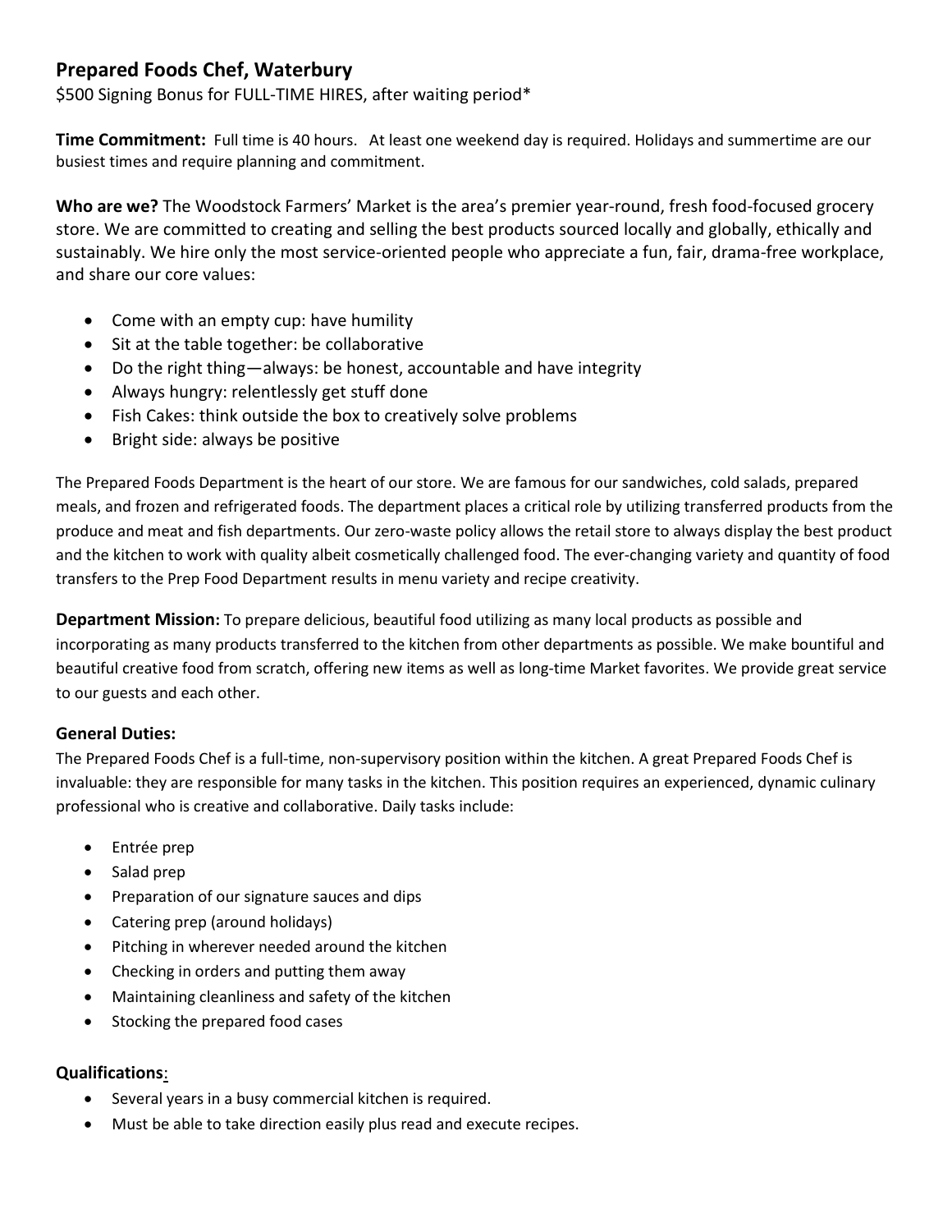## Prepared Foods Chef, Waterbury

$500 Signing Bonus for FULL-TIME HIRES, after waiting period*

**Time Commitment:** Full time is 40 hours. At least one weekend day is required. Holidays and summertime are our busiest times and require planning and commitment.

**Who are we?** The Woodstock Farmers' Market is the area's premier year-round, fresh food-focused grocery store. We are committed to creating and selling the best products sourced locally and globally, ethically and sustainably. We hire only the most service-oriented people who appreciate a fun, fair, drama-free workplace, and share our core values:

- Come with an empty cup: have humility
- Sit at the table together: be collaborative
- Do the right thing—always: be honest, accountable and have integrity
- Always hungry: relentlessly get stuff done
- Fish Cakes: think outside the box to creatively solve problems
- Bright side: always be positive

The Prepared Foods Department is the heart of our store. We are famous for our sandwiches, cold salads, prepared meals, and frozen and refrigerated foods. The department places a critical role by utilizing transferred products from the produce and meat and fish departments. Our zero-waste policy allows the retail store to always display the best product and the kitchen to work with quality albeit cosmetically challenged food. The ever-changing variety and quantity of food transfers to the Prep Food Department results in menu variety and recipe creativity.

**Department Mission:** To prepare delicious, beautiful food utilizing as many local products as possible and incorporating as many products transferred to the kitchen from other departments as possible. We make bountiful and beautiful creative food from scratch, offering new items as well as long-time Market favorites. We provide great service to our guests and each other.

### General Duties:

The Prepared Foods Chef is a full-time, non-supervisory position within the kitchen. A great Prepared Foods Chef is invaluable: they are responsible for many tasks in the kitchen. This position requires an experienced, dynamic culinary professional who is creative and collaborative. Daily tasks include:

- Entrée prep
- Salad prep
- Preparation of our signature sauces and dips
- Catering prep (around holidays)
- Pitching in wherever needed around the kitchen
- Checking in orders and putting them away
- Maintaining cleanliness and safety of the kitchen
- Stocking the prepared food cases

### Qualifications:

- Several years in a busy commercial kitchen is required.
- Must be able to take direction easily plus read and execute recipes.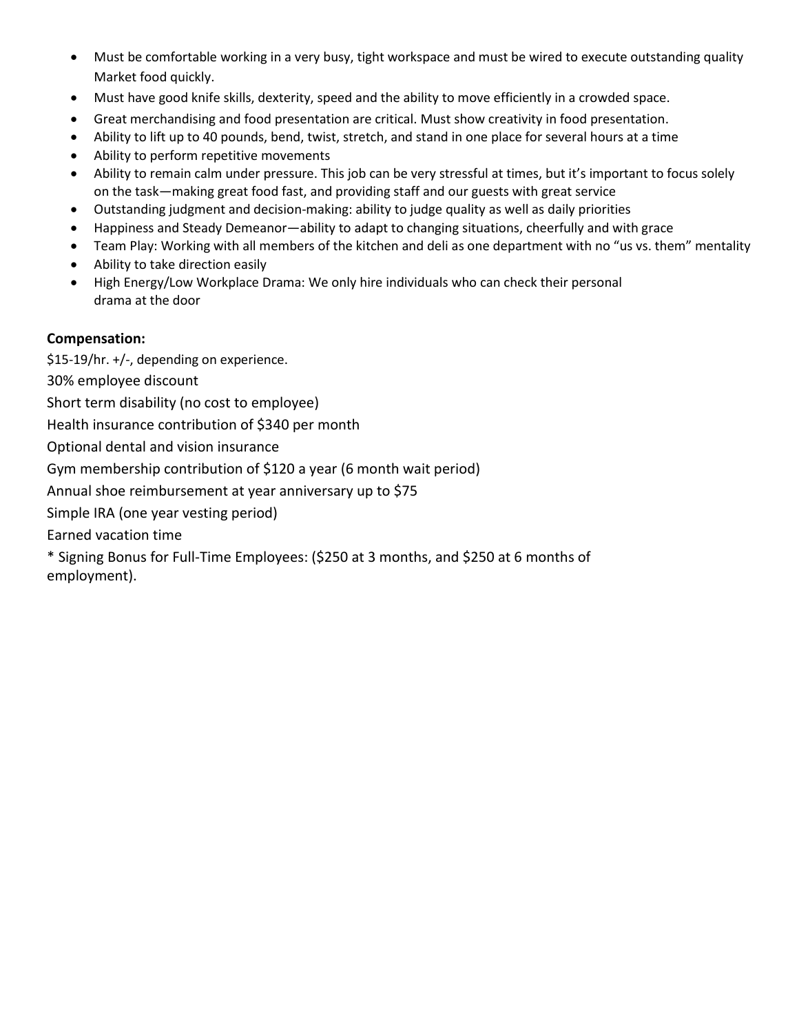- Must be comfortable working in a very busy, tight workspace and must be wired to execute outstanding quality Market food quickly.
- Must have good knife skills, dexterity, speed and the ability to move efficiently in a crowded space.
- Great merchandising and food presentation are critical. Must show creativity in food presentation.
- Ability to lift up to 40 pounds, bend, twist, stretch, and stand in one place for several hours at a time
- Ability to perform repetitive movements
- Ability to remain calm under pressure. This job can be very stressful at times, but it's important to focus solely on the task—making great food fast, and providing staff and our guests with great service
- Outstanding judgment and decision-making: ability to judge quality as well as daily priorities
- Happiness and Steady Demeanor—ability to adapt to changing situations, cheerfully and with grace
- Team Play: Working with all members of the kitchen and deli as one department with no "us vs. them" mentality
- Ability to take direction easily
- High Energy/Low Workplace Drama: We only hire individuals who can check their personal drama at the door

**Compensation:**

$15-19/hr. +/-, depending on experience.

30% employee discount

Short term disability (no cost to employee)

Health insurance contribution of $340 per month

Optional dental and vision insurance

Gym membership contribution of $120 a year (6 month wait period)

Annual shoe reimbursement at year anniversary up to $75

Simple IRA (one year vesting period)

Earned vacation time

* Signing Bonus for Full-Time Employees: ($250 at 3 months, and $250 at 6 months of employment).